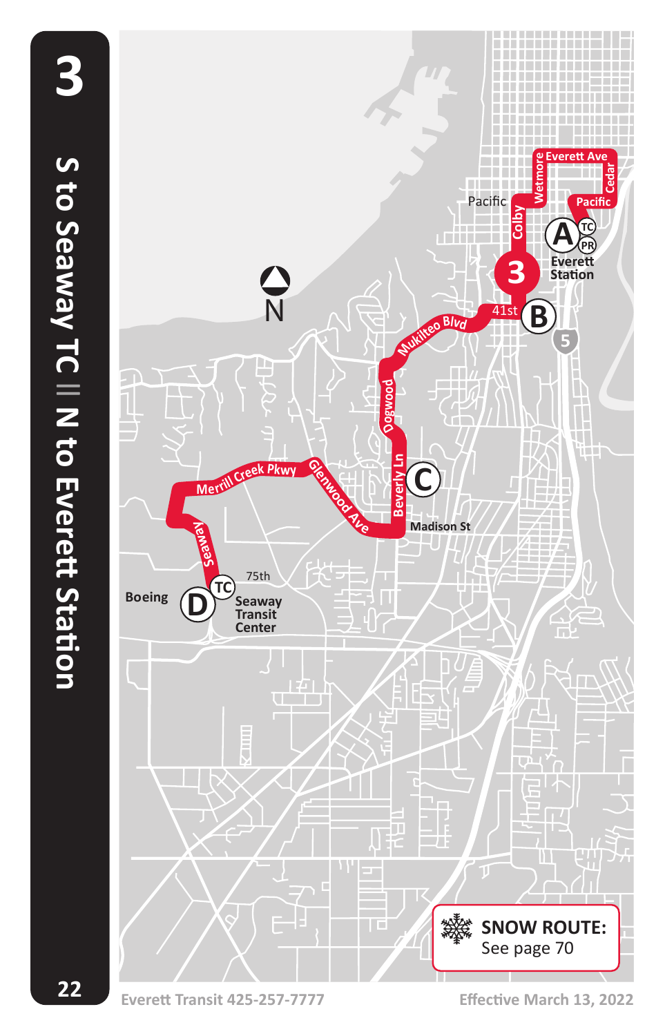# 3

## S to Seaway TC || N to Everett Station

A — Everett Station (TC, PR)

B — 41st

C — Beverly Ln / Madison St

D — Seaway Transit Center (TC)

Everett Ave · Cedar · Pacific · Wetmore · Colby · 41st · Mukilteo Blvd · Dogwood · Beverly Ln · Madison St · Glenwood Ave · Merrill Creek Pkwy · Seaway · 75th · Boeing

**SNOW ROUTE:** See page 70

Everett Transit 425-257-7777

Effective March 13, 2022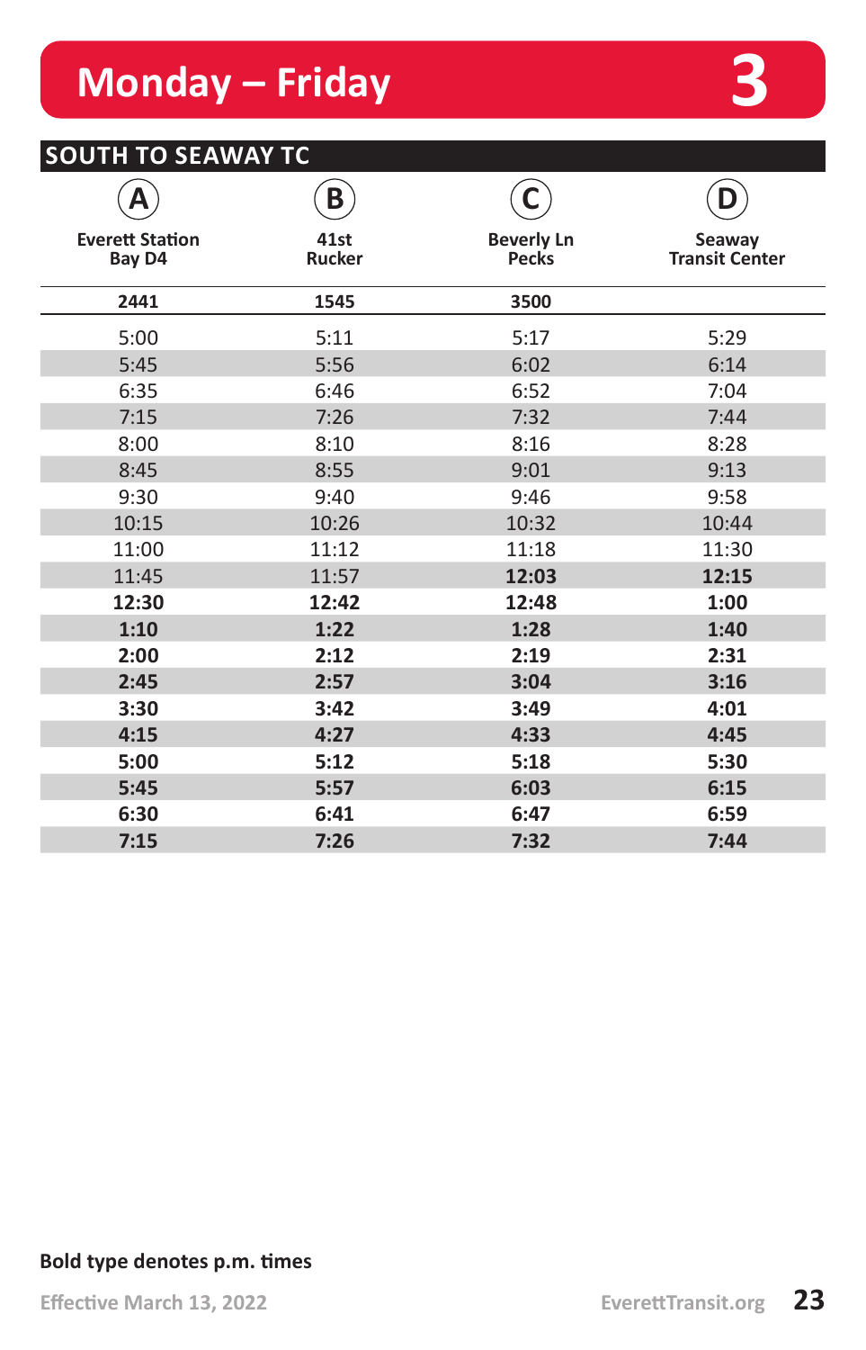# Monday – Friday 3

## SOUTH TO SEAWAY TC

| A Everett Station Bay D4 | B 41st Rucker | C Beverly Ln Pecks | D Seaway Transit Center |
|---|---|---|---|
| 2441 | 1545 | 3500 | |
| 5:00 | 5:11 | 5:17 | 5:29 |
| 5:45 | 5:56 | 6:02 | 6:14 |
| 6:35 | 6:46 | 6:52 | 7:04 |
| 7:15 | 7:26 | 7:32 | 7:44 |
| 8:00 | 8:10 | 8:16 | 8:28 |
| 8:45 | 8:55 | 9:01 | 9:13 |
| 9:30 | 9:40 | 9:46 | 9:58 |
| 10:15 | 10:26 | 10:32 | 10:44 |
| 11:00 | 11:12 | 11:18 | 11:30 |
| 11:45 | 11:57 | **12:03** | **12:15** |
| **12:30** | **12:42** | **12:48** | **1:00** |
| **1:10** | **1:22** | **1:28** | **1:40** |
| **2:00** | **2:12** | **2:19** | **2:31** |
| **2:45** | **2:57** | **3:04** | **3:16** |
| **3:30** | **3:42** | **3:49** | **4:01** |
| **4:15** | **4:27** | **4:33** | **4:45** |
| **5:00** | **5:12** | **5:18** | **5:30** |
| **5:45** | **5:57** | **6:03** | **6:15** |
| **6:30** | **6:41** | **6:47** | **6:59** |
| **7:15** | **7:26** | **7:32** | **7:44** |

**Bold type denotes p.m. times**

Effective March 13, 2022

EverettTransit.org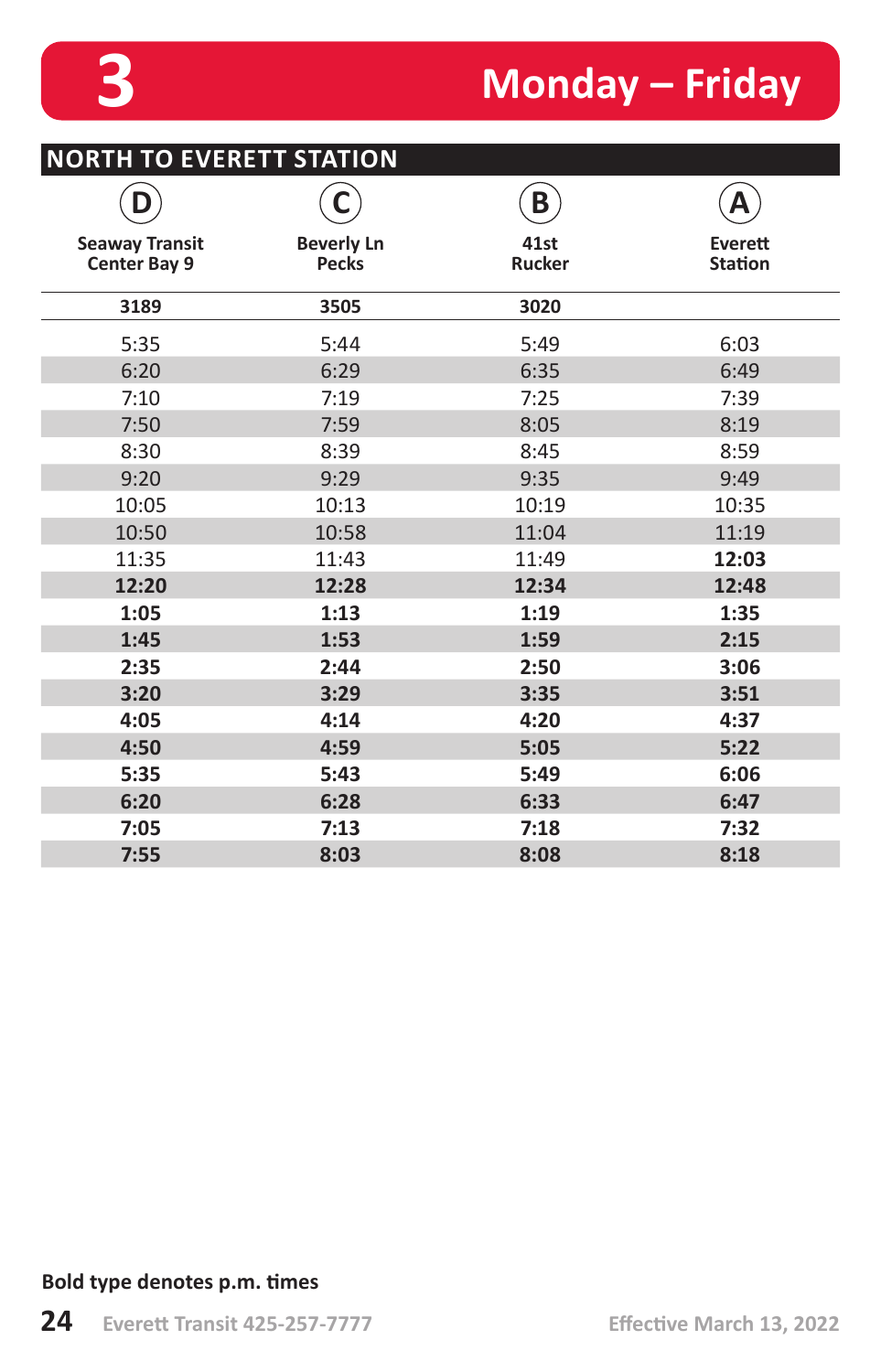# 3 Monday – Friday

## NORTH TO EVERETT STATION

| (D) Seaway Transit Center Bay 9 | (C) Beverly Ln Pecks | (B) 41st Rucker | (A) Everett Station |
|---|---|---|---|
| 3189 | 3505 | 3020 | |
| 5:35 | 5:44 | 5:49 | 6:03 |
| 6:20 | 6:29 | 6:35 | 6:49 |
| 7:10 | 7:19 | 7:25 | 7:39 |
| 7:50 | 7:59 | 8:05 | 8:19 |
| 8:30 | 8:39 | 8:45 | 8:59 |
| 9:20 | 9:29 | 9:35 | 9:49 |
| 10:05 | 10:13 | 10:19 | 10:35 |
| 10:50 | 10:58 | 11:04 | 11:19 |
| 11:35 | 11:43 | 11:49 | **12:03** |
| **12:20** | **12:28** | **12:34** | **12:48** |
| **1:05** | **1:13** | **1:19** | **1:35** |
| **1:45** | **1:53** | **1:59** | **2:15** |
| **2:35** | **2:44** | **2:50** | **3:06** |
| **3:20** | **3:29** | **3:35** | **3:51** |
| **4:05** | **4:14** | **4:20** | **4:37** |
| **4:50** | **4:59** | **5:05** | **5:22** |
| **5:35** | **5:43** | **5:49** | **6:06** |
| **6:20** | **6:28** | **6:33** | **6:47** |
| **7:05** | **7:13** | **7:18** | **7:32** |
| **7:55** | **8:03** | **8:08** | **8:18** |

**Bold type denotes p.m. times**

Everett Transit 425-257-7777

Effective March 13, 2022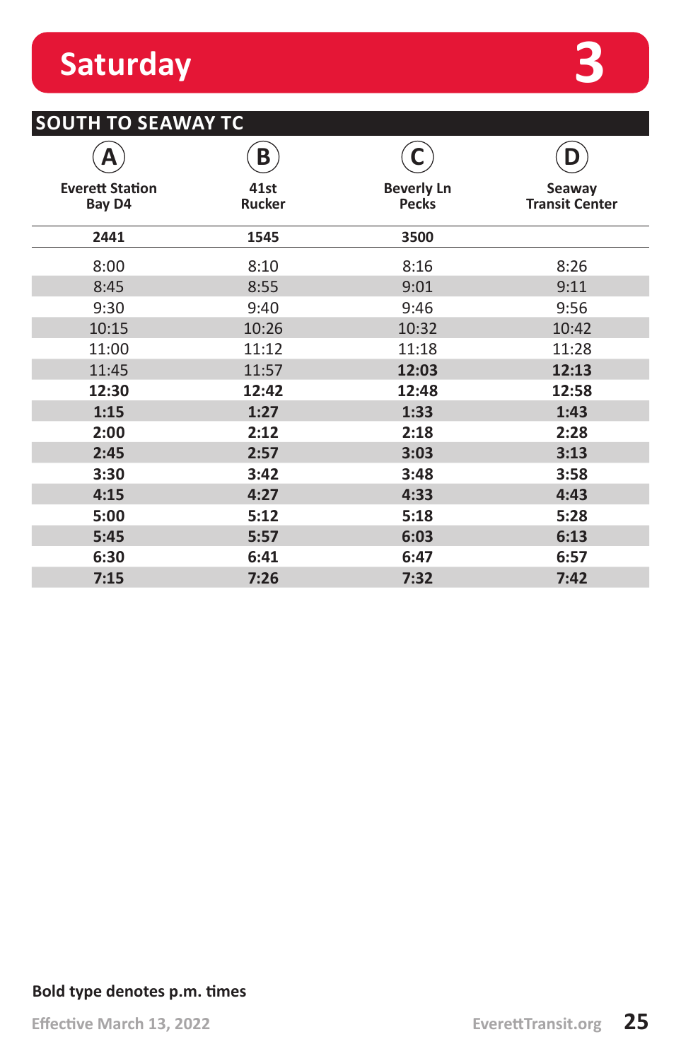# Saturday 3

## SOUTH TO SEAWAY TC

| A<br>Everett Station Bay D4 | B<br>41st Rucker | C<br>Beverly Ln Pecks | D<br>Seaway Transit Center |
|---|---|---|---|
| 2441 | 1545 | 3500 | |
| 8:00 | 8:10 | 8:16 | 8:26 |
| 8:45 | 8:55 | 9:01 | 9:11 |
| 9:30 | 9:40 | 9:46 | 9:56 |
| 10:15 | 10:26 | 10:32 | 10:42 |
| 11:00 | 11:12 | 11:18 | 11:28 |
| 11:45 | 11:57 | **12:03** | **12:13** |
| **12:30** | **12:42** | **12:48** | **12:58** |
| **1:15** | **1:27** | **1:33** | **1:43** |
| **2:00** | **2:12** | **2:18** | **2:28** |
| **2:45** | **2:57** | **3:03** | **3:13** |
| **3:30** | **3:42** | **3:48** | **3:58** |
| **4:15** | **4:27** | **4:33** | **4:43** |
| **5:00** | **5:12** | **5:18** | **5:28** |
| **5:45** | **5:57** | **6:03** | **6:13** |
| **6:30** | **6:41** | **6:47** | **6:57** |
| **7:15** | **7:26** | **7:32** | **7:42** |

**Bold type denotes p.m. times**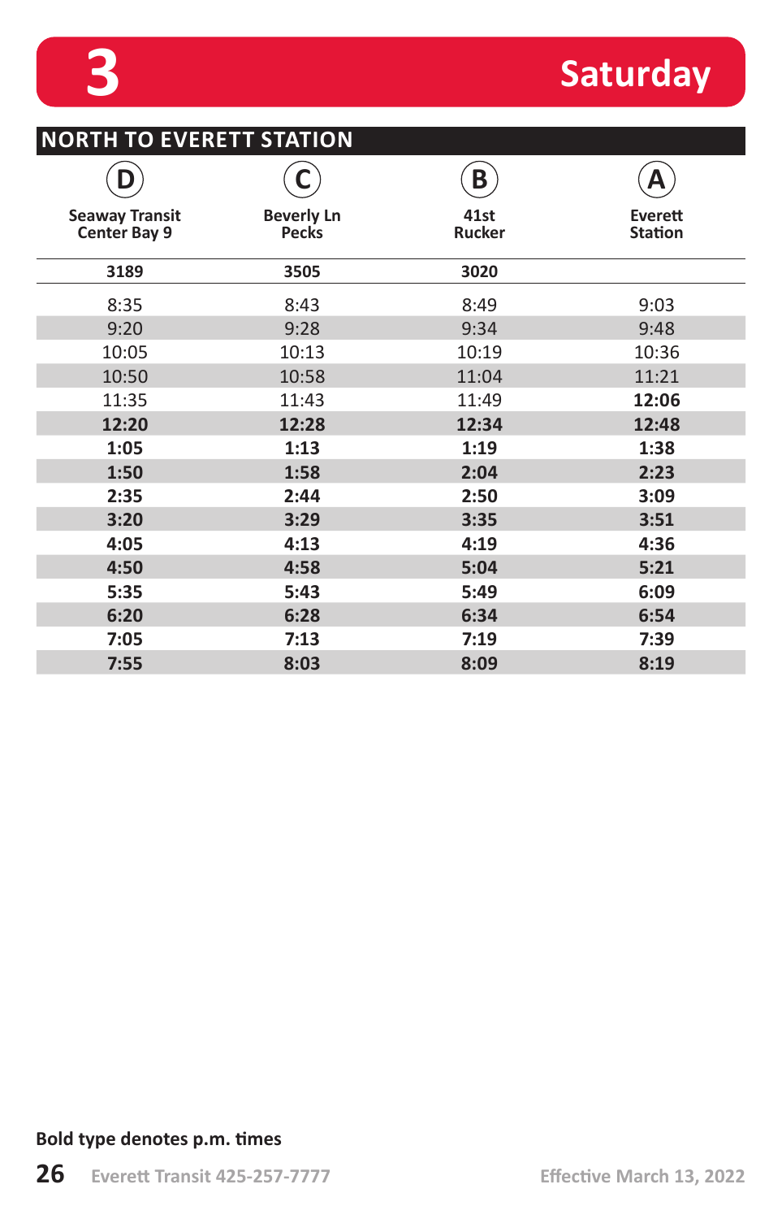# 3 Saturday

## NORTH TO EVERETT STATION

| D Seaway Transit Center Bay 9 | C Beverly Ln Pecks | B 41st Rucker | A Everett Station |
|---|---|---|---|
| 3189 | 3505 | 3020 | |
| 8:35 | 8:43 | 8:49 | 9:03 |
| 9:20 | 9:28 | 9:34 | 9:48 |
| 10:05 | 10:13 | 10:19 | 10:36 |
| 10:50 | 10:58 | 11:04 | 11:21 |
| 11:35 | 11:43 | 11:49 | **12:06** |
| **12:20** | **12:28** | **12:34** | **12:48** |
| **1:05** | **1:13** | **1:19** | **1:38** |
| **1:50** | **1:58** | **2:04** | **2:23** |
| **2:35** | **2:44** | **2:50** | **3:09** |
| **3:20** | **3:29** | **3:35** | **3:51** |
| **4:05** | **4:13** | **4:19** | **4:36** |
| **4:50** | **4:58** | **5:04** | **5:21** |
| **5:35** | **5:43** | **5:49** | **6:09** |
| **6:20** | **6:28** | **6:34** | **6:54** |
| **7:05** | **7:13** | **7:19** | **7:39** |
| **7:55** | **8:03** | **8:09** | **8:19** |

**Bold type denotes p.m. times**

Everett Transit 425-257-7777

Effective March 13, 2022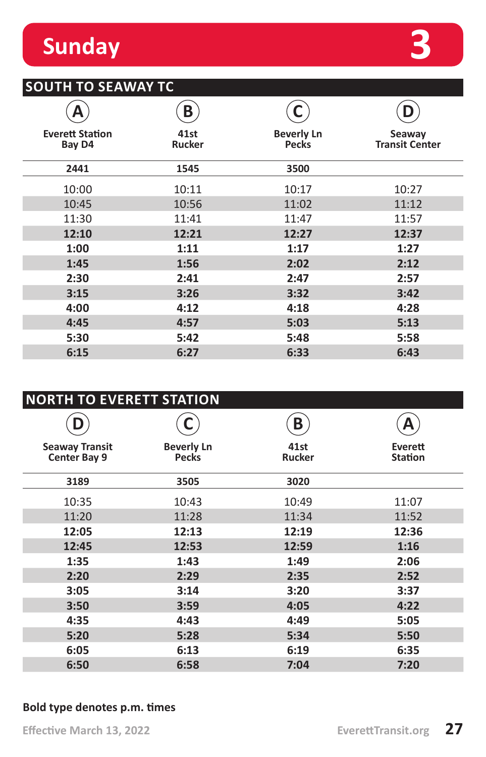# Sunday

# 3

## SOUTH TO SEAWAY TC

| A<br>Everett Station Bay D4 | B<br>41st Rucker | C<br>Beverly Ln Pecks | D<br>Seaway Transit Center |
|---|---|---|---|
| 2441 | 1545 | 3500 | |
| 10:00 | 10:11 | 10:17 | 10:27 |
| 10:45 | 10:56 | 11:02 | 11:12 |
| 11:30 | 11:41 | 11:47 | 11:57 |
| **12:10** | **12:21** | **12:27** | **12:37** |
| **1:00** | **1:11** | **1:17** | **1:27** |
| **1:45** | **1:56** | **2:02** | **2:12** |
| **2:30** | **2:41** | **2:47** | **2:57** |
| **3:15** | **3:26** | **3:32** | **3:42** |
| **4:00** | **4:12** | **4:18** | **4:28** |
| **4:45** | **4:57** | **5:03** | **5:13** |
| **5:30** | **5:42** | **5:48** | **5:58** |
| **6:15** | **6:27** | **6:33** | **6:43** |

## NORTH TO EVERETT STATION

| D<br>Seaway Transit Center Bay 9 | C<br>Beverly Ln Pecks | B<br>41st Rucker | A<br>Everett Station |
|---|---|---|---|
| 3189 | 3505 | 3020 | |
| 10:35 | 10:43 | 10:49 | 11:07 |
| 11:20 | 11:28 | 11:34 | 11:52 |
| **12:05** | **12:13** | **12:19** | **12:36** |
| **12:45** | **12:53** | **12:59** | **1:16** |
| **1:35** | **1:43** | **1:49** | **2:06** |
| **2:20** | **2:29** | **2:35** | **2:52** |
| **3:05** | **3:14** | **3:20** | **3:37** |
| **3:50** | **3:59** | **4:05** | **4:22** |
| **4:35** | **4:43** | **4:49** | **5:05** |
| **5:20** | **5:28** | **5:34** | **5:50** |
| **6:05** | **6:13** | **6:19** | **6:35** |
| **6:50** | **6:58** | **7:04** | **7:20** |

**Bold type denotes p.m. times**

Effective March 13, 2022

EverettTransit.org